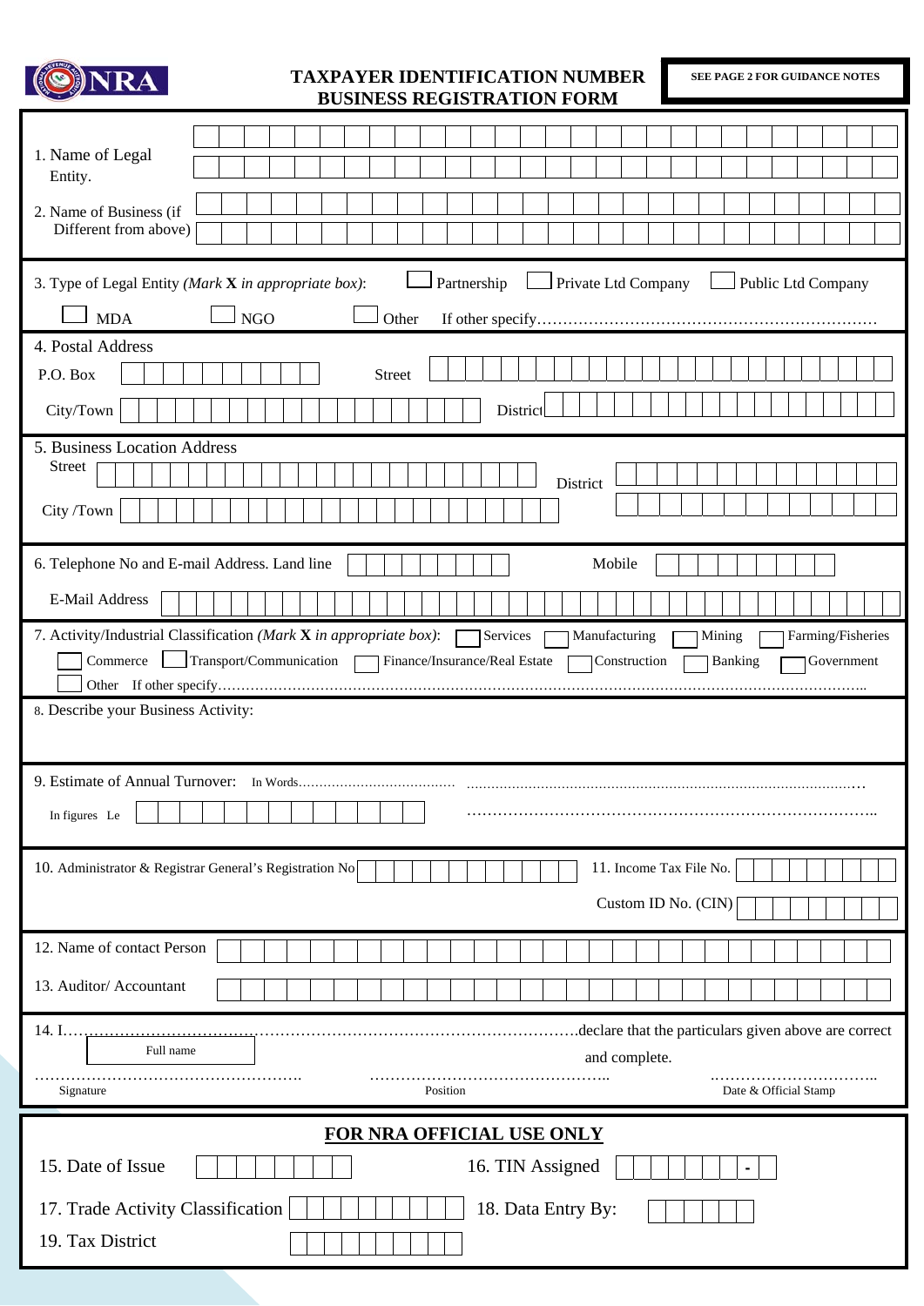NRA

# TAXPAYER IDENTIFICATION NUMBER BUSINESS REGISTRATION FORM

**SEE PAGE 2 FOR GUIDANCE NOTES**

1. Name of Legal Entity.

2. Name of Business (if Different from above)

3. Type of Legal Entity (*Mark* **X** *in appropriate box*): ☐ Partnership ☐ Private Ltd Company ☐ Public Ltd Company ☐ MDA ☐ NGO ☐ Other If other specify……………………………………………………………

4. Postal Address

P.O. Box Street

City/Town District

5. Business Location Address

Street District

City /Town

6. Telephone No and E-mail Address. Land line Mobile

E-Mail Address

7. Activity/Industrial Classification (*Mark* **X** *in appropriate box*): ☐ Services ☐ Manufacturing ☐ Mining ☐ Farming/Fisheries ☐ Commerce ☐ Transport/Communication ☐ Finance/Insurance/Real Estate ☐ Construction ☐ Banking ☐ Government ☐ Other If other specify…………………………………………………………………………………………………………………………..

8. Describe your Business Activity:

9. Estimate of Annual Turnover: In Words………………………………… ………………………………………………………………………………………

In figures Le ……………………………………………………………………………..

10. Administrator & Registrar General's Registration No

11. Income Tax File No.

Custom ID No. (CIN)

12. Name of contact Person

13. Auditor/ Accountant

14. I………………………………………………………………………………………………declare that the particulars given above are correct and complete.

Full name

……………………………………………. ……………………………………….. …………………………..

Signature Position Date & Official Stamp

## FOR NRA OFFICIAL USE ONLY

15. Date of Issue

16. TIN Assigned -

17. Trade Activity Classification

18. Data Entry By:

19. Tax District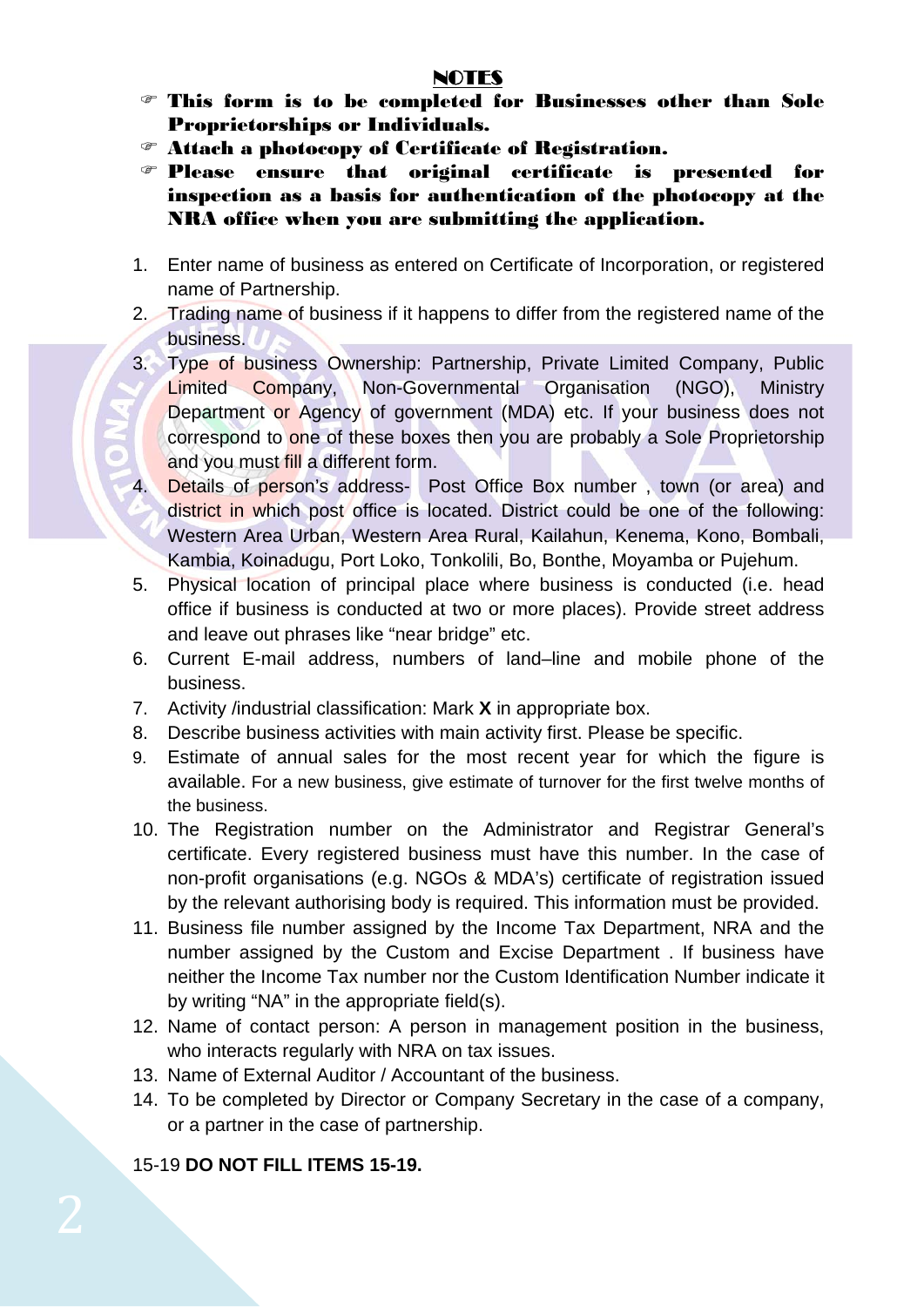## NOTES

- **This form is to be completed for Businesses other than Sole Proprietorships or Individuals.**
- **Attach a photocopy of Certificate of Registration.**
- **Please ensure that original certificate is presented for inspection as a basis for authentication of the photocopy at the NRA office when you are submitting the application.**

1. Enter name of business as entered on Certificate of Incorporation, or registered name of Partnership.
2. Trading name of business if it happens to differ from the registered name of the business.
3. Type of business Ownership: Partnership, Private Limited Company, Public Limited Company, Non-Governmental Organisation (NGO), Ministry Department or Agency of government (MDA) etc. If your business does not correspond to one of these boxes then you are probably a Sole Proprietorship and you must fill a different form.
4. Details of person's address- Post Office Box number , town (or area) and district in which post office is located. District could be one of the following: Western Area Urban, Western Area Rural, Kailahun, Kenema, Kono, Bombali, Kambia, Koinadugu, Port Loko, Tonkolili, Bo, Bonthe, Moyamba or Pujehum.
5. Physical location of principal place where business is conducted (i.e. head office if business is conducted at two or more places). Provide street address and leave out phrases like "near bridge" etc.
6. Current E-mail address, numbers of land–line and mobile phone of the business.
7. Activity /industrial classification: Mark **X** in appropriate box.
8. Describe business activities with main activity first. Please be specific.
9. Estimate of annual sales for the most recent year for which the figure is available. For a new business, give estimate of turnover for the first twelve months of the business.
10. The Registration number on the Administrator and Registrar General's certificate. Every registered business must have this number. In the case of non-profit organisations (e.g. NGOs & MDA's) certificate of registration issued by the relevant authorising body is required. This information must be provided.
11. Business file number assigned by the Income Tax Department, NRA and the number assigned by the Custom and Excise Department . If business have neither the Income Tax number nor the Custom Identification Number indicate it by writing "NA" in the appropriate field(s).
12. Name of contact person: A person in management position in the business, who interacts regularly with NRA on tax issues.
13. Name of External Auditor / Accountant of the business.
14. To be completed by Director or Company Secretary in the case of a company, or a partner in the case of partnership.

15-19 **DO NOT FILL ITEMS 15-19.**